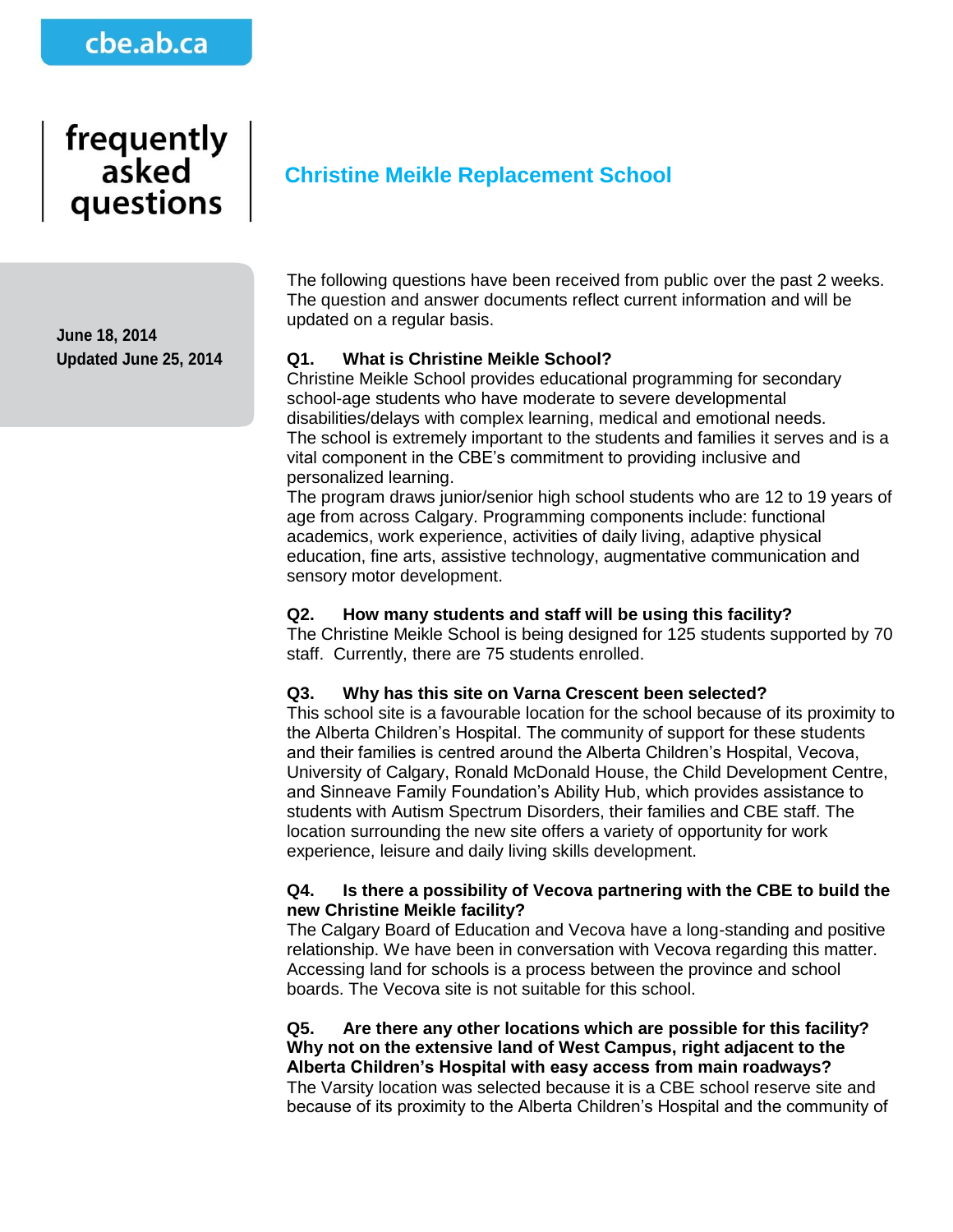cbe.ab.ca

# frequently asked questions

## Christine Meikle Replacement School

**June 18, 2014**
**Updated June 25, 2014**

The following questions have been received from public over the past 2 weeks. The question and answer documents reflect current information and will be updated on a regular basis.

**Q1. What is Christine Meikle School?**
Christine Meikle School provides educational programming for secondary school-age students who have moderate to severe developmental disabilities/delays with complex learning, medical and emotional needs.
The school is extremely important to the students and families it serves and is a vital component in the CBE's commitment to providing inclusive and personalized learning.
The program draws junior/senior high school students who are 12 to 19 years of age from across Calgary. Programming components include: functional academics, work experience, activities of daily living, adaptive physical education, fine arts, assistive technology, augmentative communication and sensory motor development.

**Q2. How many students and staff will be using this facility?**
The Christine Meikle School is being designed for 125 students supported by 70 staff. Currently, there are 75 students enrolled.

**Q3. Why has this site on Varna Crescent been selected?**
This school site is a favourable location for the school because of its proximity to the Alberta Children's Hospital. The community of support for these students and their families is centred around the Alberta Children's Hospital, Vecova, University of Calgary, Ronald McDonald House, the Child Development Centre, and Sinneave Family Foundation's Ability Hub, which provides assistance to students with Autism Spectrum Disorders, their families and CBE staff. The location surrounding the new site offers a variety of opportunity for work experience, leisure and daily living skills development.

**Q4. Is there a possibility of Vecova partnering with the CBE to build the new Christine Meikle facility?**
The Calgary Board of Education and Vecova have a long-standing and positive relationship. We have been in conversation with Vecova regarding this matter. Accessing land for schools is a process between the province and school boards. The Vecova site is not suitable for this school.

**Q5. Are there any other locations which are possible for this facility? Why not on the extensive land of West Campus, right adjacent to the Alberta Children's Hospital with easy access from main roadways?**
The Varsity location was selected because it is a CBE school reserve site and because of its proximity to the Alberta Children's Hospital and the community of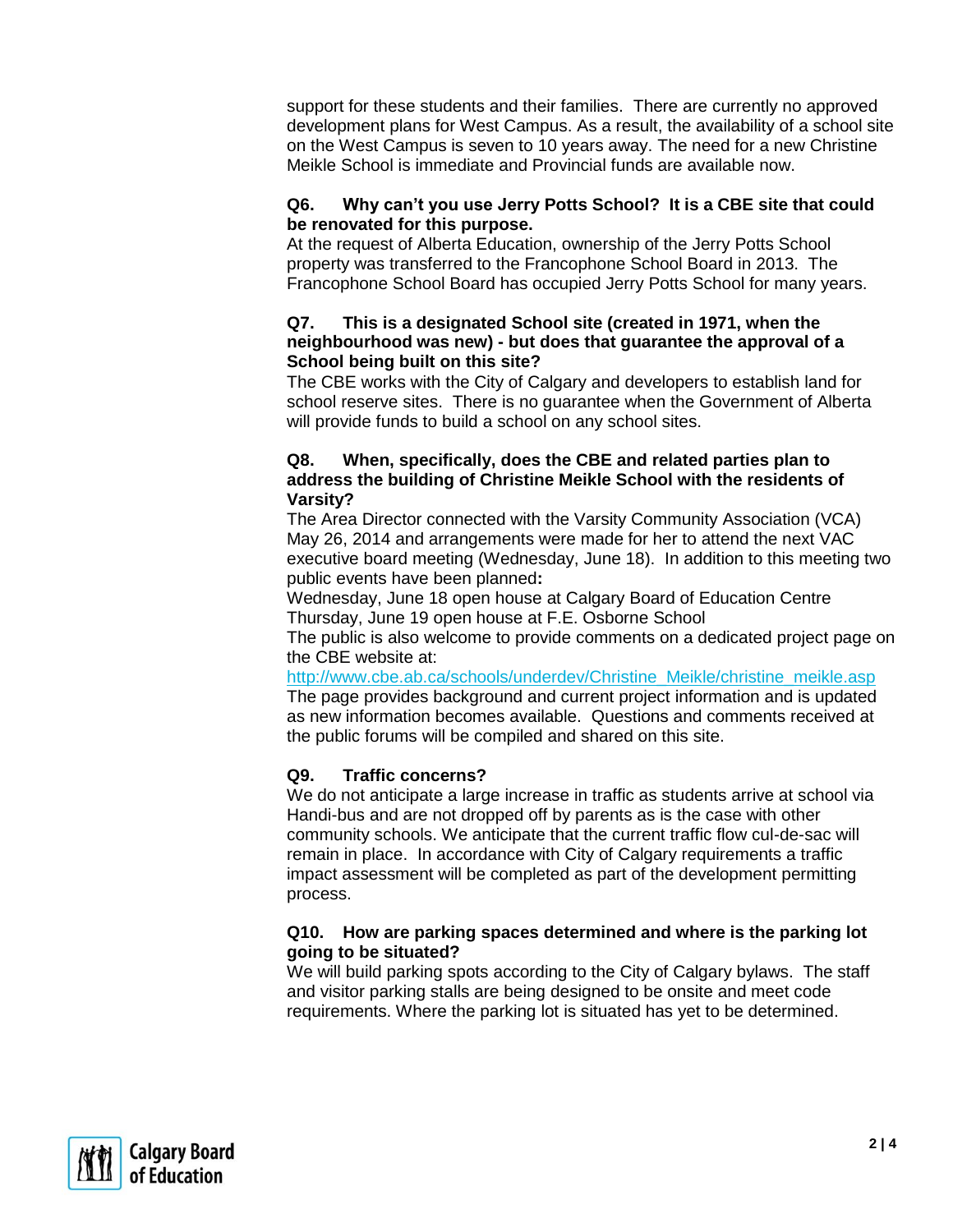support for these students and their families. There are currently no approved development plans for West Campus. As a result, the availability of a school site on the West Campus is seven to 10 years away. The need for a new Christine Meikle School is immediate and Provincial funds are available now.

**Q6. Why can't you use Jerry Potts School? It is a CBE site that could be renovated for this purpose.**

At the request of Alberta Education, ownership of the Jerry Potts School property was transferred to the Francophone School Board in 2013. The Francophone School Board has occupied Jerry Potts School for many years.

**Q7. This is a designated School site (created in 1971, when the neighbourhood was new) - but does that guarantee the approval of a School being built on this site?**

The CBE works with the City of Calgary and developers to establish land for school reserve sites. There is no guarantee when the Government of Alberta will provide funds to build a school on any school sites.

**Q8. When, specifically, does the CBE and related parties plan to address the building of Christine Meikle School with the residents of Varsity?**

The Area Director connected with the Varsity Community Association (VCA) May 26, 2014 and arrangements were made for her to attend the next VAC executive board meeting (Wednesday, June 18). In addition to this meeting two public events have been planned**:**

Wednesday, June 18 open house at Calgary Board of Education Centre
Thursday, June 19 open house at F.E. Osborne School

The public is also welcome to provide comments on a dedicated project page on the CBE website at:
http://www.cbe.ab.ca/schools/underdev/Christine_Meikle/christine_meikle.asp

The page provides background and current project information and is updated as new information becomes available. Questions and comments received at the public forums will be compiled and shared on this site.

**Q9. Traffic concerns?**

We do not anticipate a large increase in traffic as students arrive at school via Handi-bus and are not dropped off by parents as is the case with other community schools. We anticipate that the current traffic flow cul-de-sac will remain in place. In accordance with City of Calgary requirements a traffic impact assessment will be completed as part of the development permitting process.

**Q10. How are parking spaces determined and where is the parking lot going to be situated?**

We will build parking spots according to the City of Calgary bylaws. The staff and visitor parking stalls are being designed to be onsite and meet code requirements. Where the parking lot is situated has yet to be determined.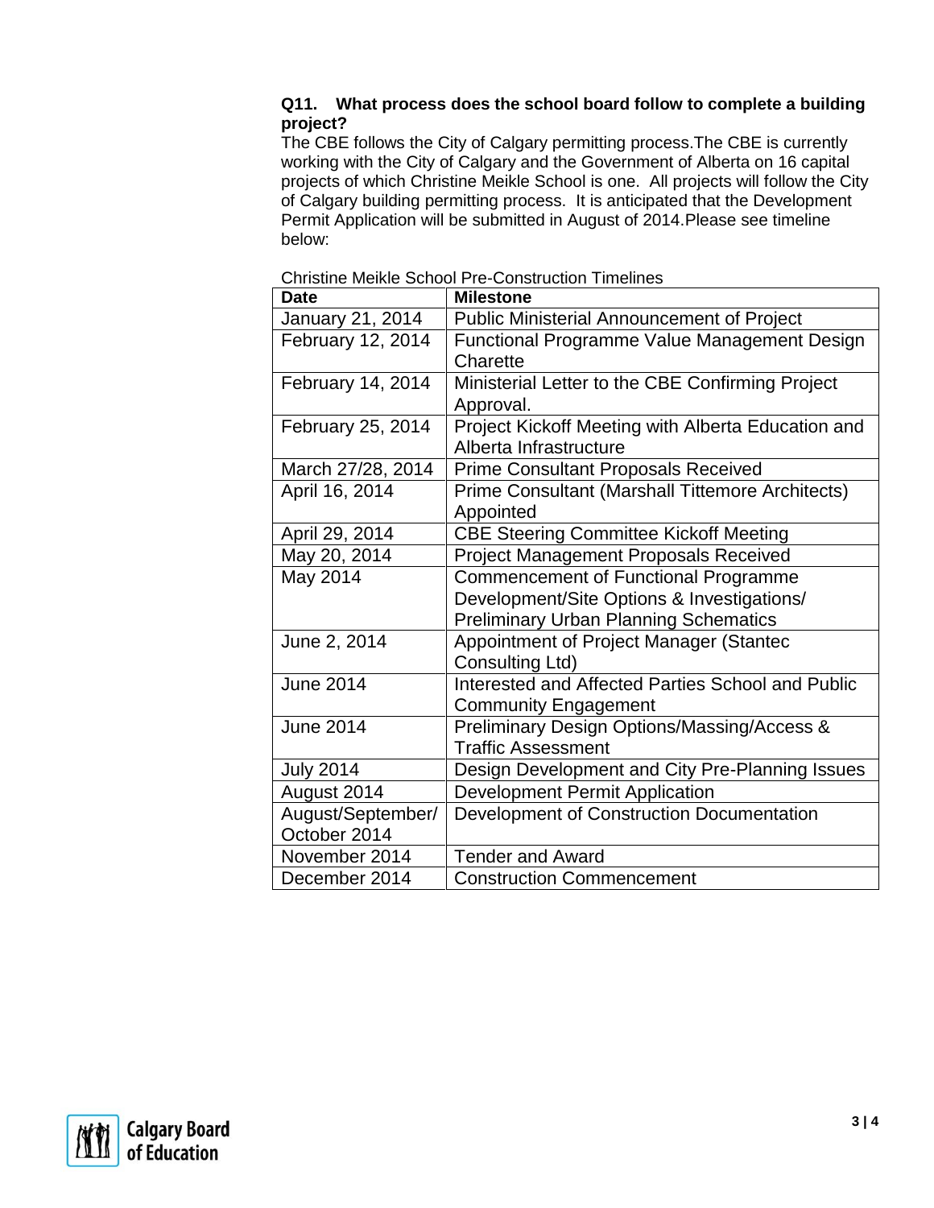**Q11. What process does the school board follow to complete a building project?**

The CBE follows the City of Calgary permitting process.The CBE is currently working with the City of Calgary and the Government of Alberta on 16 capital projects of which Christine Meikle School is one. All projects will follow the City of Calgary building permitting process. It is anticipated that the Development Permit Application will be submitted in August of 2014.Please see timeline below:

Christine Meikle School Pre-Construction Timelines

| **Date** | **Milestone** |
|---|---|
| January 21, 2014 | Public Ministerial Announcement of Project |
| February 12, 2014 | Functional Programme Value Management Design Charette |
| February 14, 2014 | Ministerial Letter to the CBE Confirming Project Approval. |
| February 25, 2014 | Project Kickoff Meeting with Alberta Education and Alberta Infrastructure |
| March 27/28, 2014 | Prime Consultant Proposals Received |
| April 16, 2014 | Prime Consultant (Marshall Tittemore Architects) Appointed |
| April 29, 2014 | CBE Steering Committee Kickoff Meeting |
| May 20, 2014 | Project Management Proposals Received |
| May 2014 | Commencement of Functional Programme Development/Site Options & Investigations/ Preliminary Urban Planning Schematics |
| June 2, 2014 | Appointment of Project Manager (Stantec Consulting Ltd) |
| June 2014 | Interested and Affected Parties School and Public Community Engagement |
| June 2014 | Preliminary Design Options/Massing/Access & Traffic Assessment |
| July 2014 | Design Development and City Pre-Planning Issues |
| August 2014 | Development Permit Application |
| August/September/ October 2014 | Development of Construction Documentation |
| November 2014 | Tender and Award |
| December 2014 | Construction Commencement |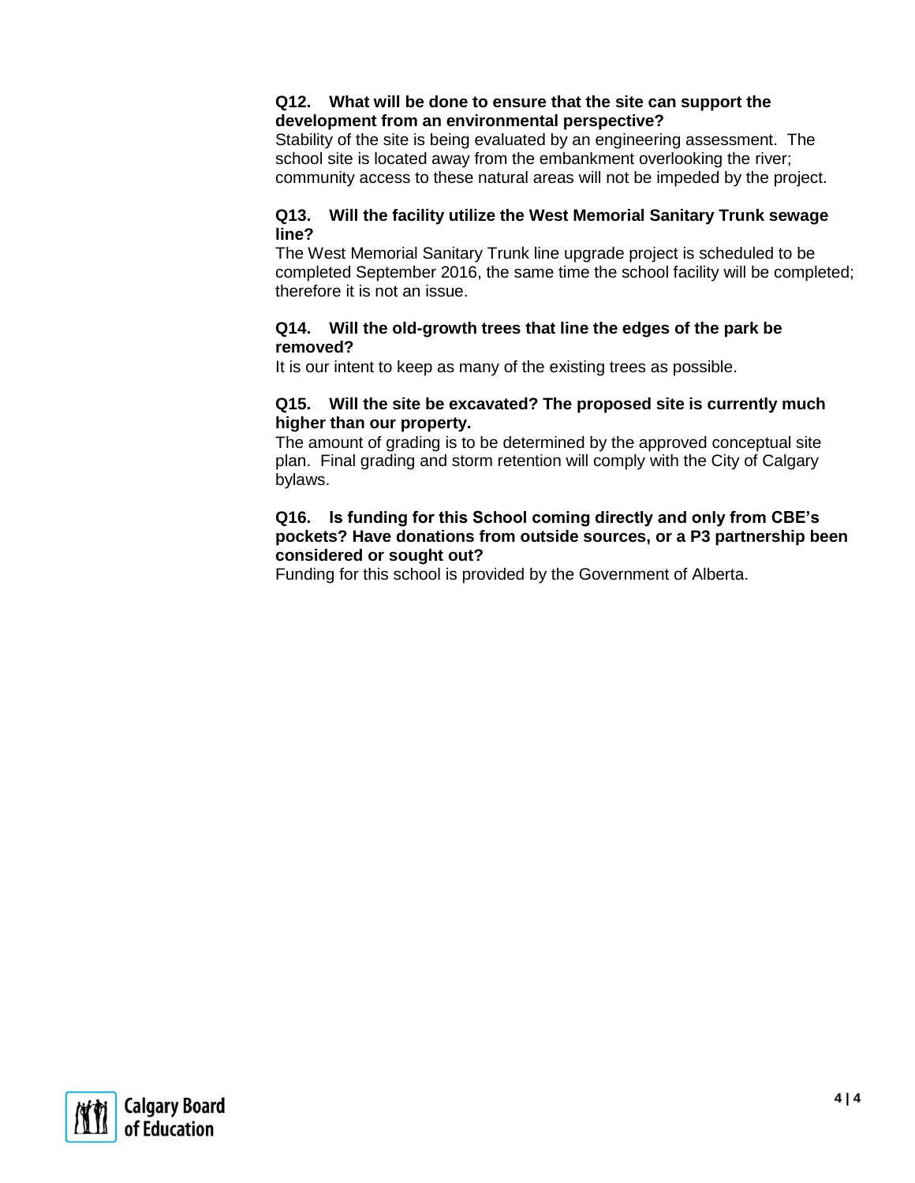**Q12. What will be done to ensure that the site can support the development from an environmental perspective?**

Stability of the site is being evaluated by an engineering assessment. The school site is located away from the embankment overlooking the river; community access to these natural areas will not be impeded by the project.

**Q13. Will the facility utilize the West Memorial Sanitary Trunk sewage line?**

The West Memorial Sanitary Trunk line upgrade project is scheduled to be completed September 2016, the same time the school facility will be completed; therefore it is not an issue.

**Q14. Will the old-growth trees that line the edges of the park be removed?**

It is our intent to keep as many of the existing trees as possible.

**Q15. Will the site be excavated? The proposed site is currently much higher than our property.**

The amount of grading is to be determined by the approved conceptual site plan. Final grading and storm retention will comply with the City of Calgary bylaws.

**Q16. Is funding for this School coming directly and only from CBE's pockets? Have donations from outside sources, or a P3 partnership been considered or sought out?**

Funding for this school is provided by the Government of Alberta.